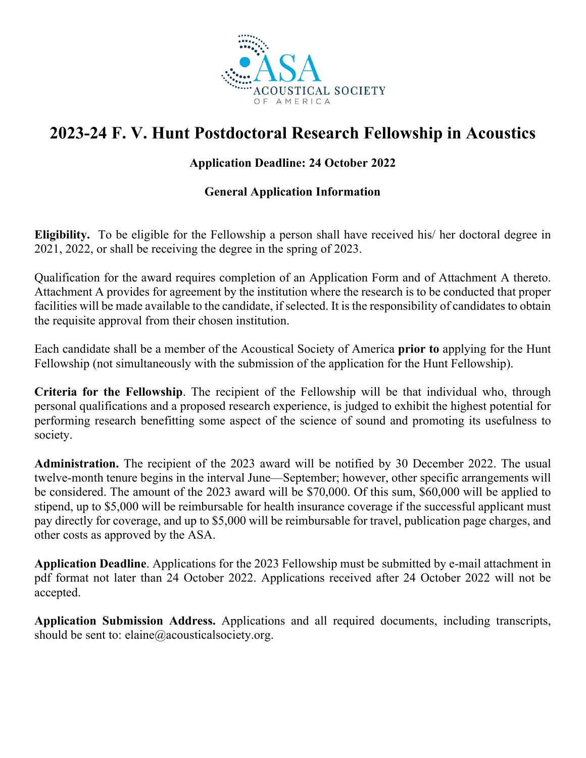ASA
ACOUSTICAL SOCIETY
OF AMERICA

# 2023-24 F. V. Hunt Postdoctoral Research Fellowship in Acoustics

**Application Deadline: 24 October 2022**

**General Application Information**

**Eligibility.** To be eligible for the Fellowship a person shall have received his/ her doctoral degree in 2021, 2022, or shall be receiving the degree in the spring of 2023.

Qualification for the award requires completion of an Application Form and of Attachment A thereto. Attachment A provides for agreement by the institution where the research is to be conducted that proper facilities will be made available to the candidate, if selected. It is the responsibility of candidates to obtain the requisite approval from their chosen institution.

Each candidate shall be a member of the Acoustical Society of America **prior to** applying for the Hunt Fellowship (not simultaneously with the submission of the application for the Hunt Fellowship).

**Criteria for the Fellowship**. The recipient of the Fellowship will be that individual who, through personal qualifications and a proposed research experience, is judged to exhibit the highest potential for performing research benefitting some aspect of the science of sound and promoting its usefulness to society.

**Administration.** The recipient of the 2023 award will be notified by 30 December 2022. The usual twelve-month tenure begins in the interval June—September; however, other specific arrangements will be considered. The amount of the 2023 award will be $70,000. Of this sum, $60,000 will be applied to stipend, up to $5,000 will be reimbursable for health insurance coverage if the successful applicant must pay directly for coverage, and up to $5,000 will be reimbursable for travel, publication page charges, and other costs as approved by the ASA.

**Application Deadline**. Applications for the 2023 Fellowship must be submitted by e-mail attachment in pdf format not later than 24 October 2022. Applications received after 24 October 2022 will not be accepted.

**Application Submission Address.** Applications and all required documents, including transcripts, should be sent to: elaine@acousticalsociety.org.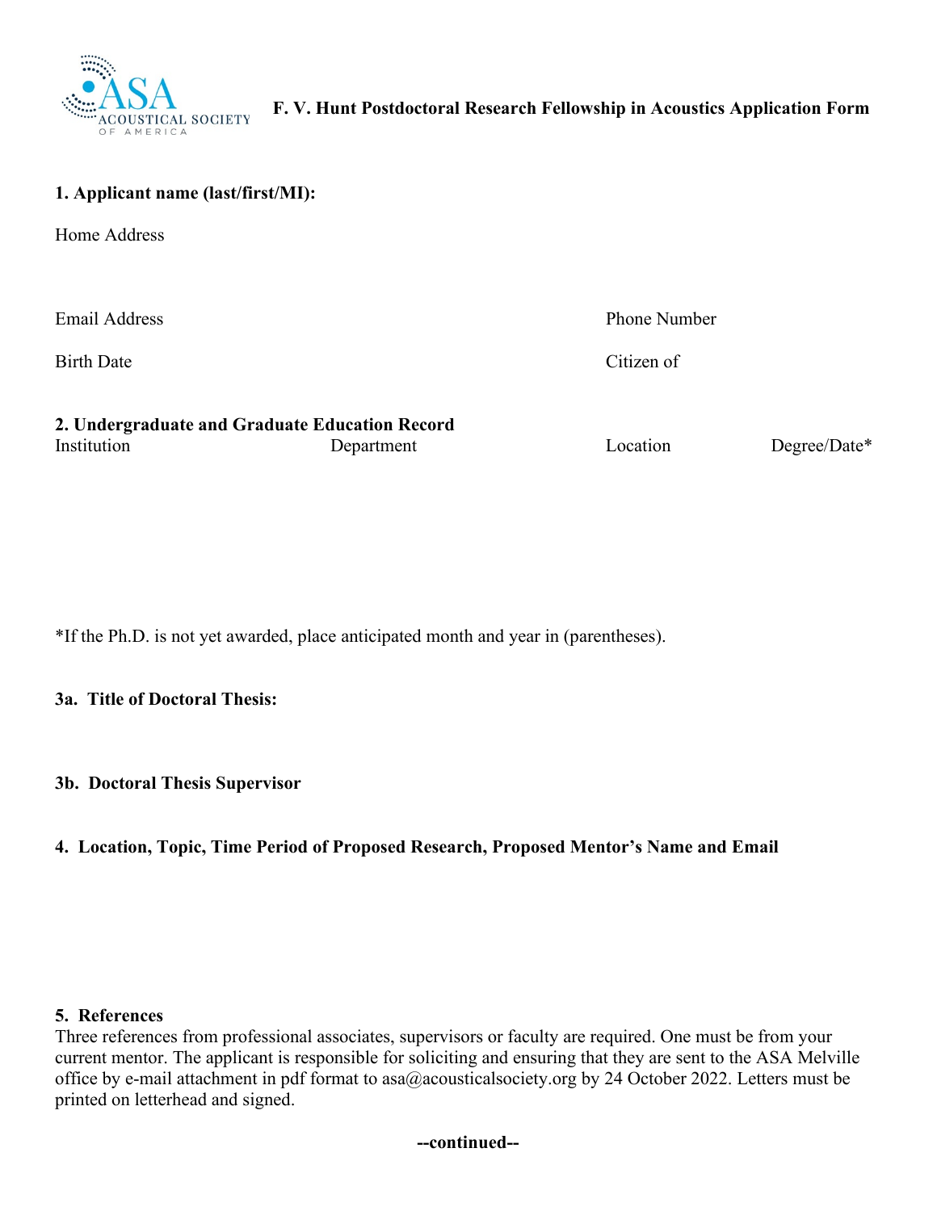**F. V. Hunt Postdoctoral Research Fellowship in Acoustics Application Form**

**1. Applicant name (last/first/MI):**

Home Address

Email Address

Phone Number

Birth Date

Citizen of

**2. Undergraduate and Graduate Education Record**

| Institution | Department | Location | Degree/Date* |
| --- | --- | --- | --- |
| | | | |

*If the Ph.D. is not yet awarded, place anticipated month and year in (parentheses).

**3a. Title of Doctoral Thesis:**

**3b. Doctoral Thesis Supervisor**

**4. Location, Topic, Time Period of Proposed Research, Proposed Mentor's Name and Email**

**5. References**

Three references from professional associates, supervisors or faculty are required. One must be from your current mentor. The applicant is responsible for soliciting and ensuring that they are sent to the ASA Melville office by e-mail attachment in pdf format to asa@acousticalsociety.org by 24 October 2022. Letters must be printed on letterhead and signed.

**--continued--**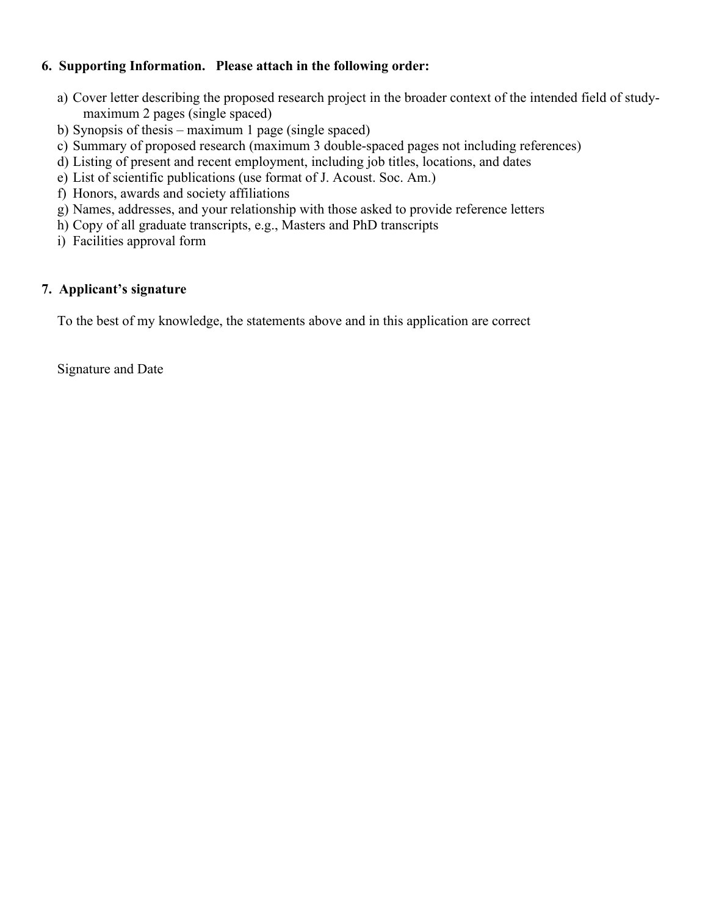**6. Supporting Information. Please attach in the following order:**

a) Cover letter describing the proposed research project in the broader context of the intended field of study- maximum 2 pages (single spaced)
b) Synopsis of thesis – maximum 1 page (single spaced)
c) Summary of proposed research (maximum 3 double-spaced pages not including references)
d) Listing of present and recent employment, including job titles, locations, and dates
e) List of scientific publications (use format of J. Acoust. Soc. Am.)
f) Honors, awards and society affiliations
g) Names, addresses, and your relationship with those asked to provide reference letters
h) Copy of all graduate transcripts, e.g., Masters and PhD transcripts
i) Facilities approval form

**7. Applicant's signature**

To the best of my knowledge, the statements above and in this application are correct

Signature and Date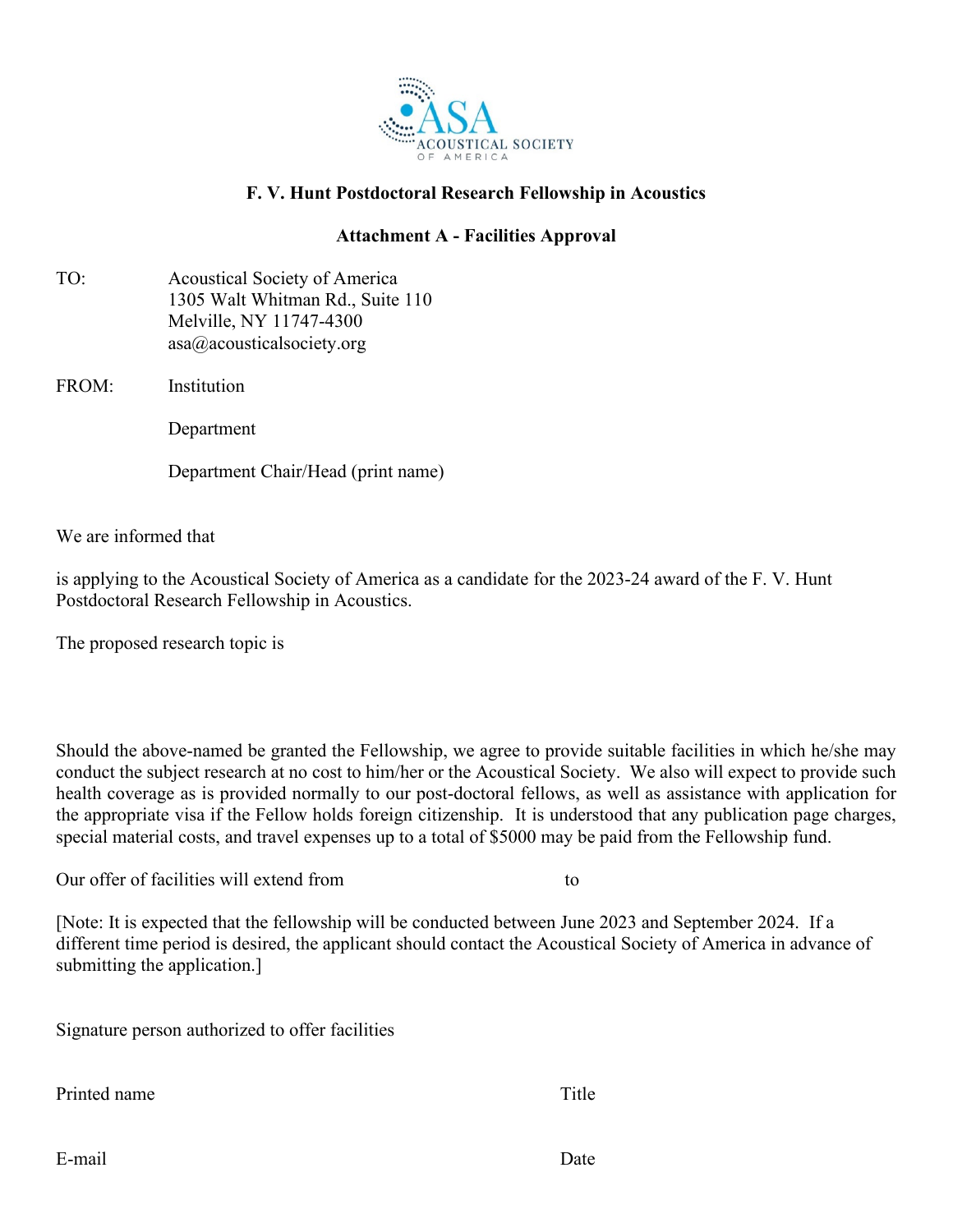**F. V. Hunt Postdoctoral Research Fellowship in Acoustics**

**Attachment A - Facilities Approval**

TO: Acoustical Society of America
1305 Walt Whitman Rd., Suite 110
Melville, NY 11747-4300
asa@acousticalsociety.org

FROM: Institution

Department

Department Chair/Head (print name)

We are informed that

is applying to the Acoustical Society of America as a candidate for the 2023-24 award of the F. V. Hunt Postdoctoral Research Fellowship in Acoustics.

The proposed research topic is

Should the above-named be granted the Fellowship, we agree to provide suitable facilities in which he/she may conduct the subject research at no cost to him/her or the Acoustical Society. We also will expect to provide such health coverage as is provided normally to our post-doctoral fellows, as well as assistance with application for the appropriate visa if the Fellow holds foreign citizenship. It is understood that any publication page charges, special material costs, and travel expenses up to a total of $5000 may be paid from the Fellowship fund.

Our offer of facilities will extend from to

[Note: It is expected that the fellowship will be conducted between June 2023 and September 2024. If a different time period is desired, the applicant should contact the Acoustical Society of America in advance of submitting the application.]

Signature person authorized to offer facilities

Printed name Title

E-mail Date